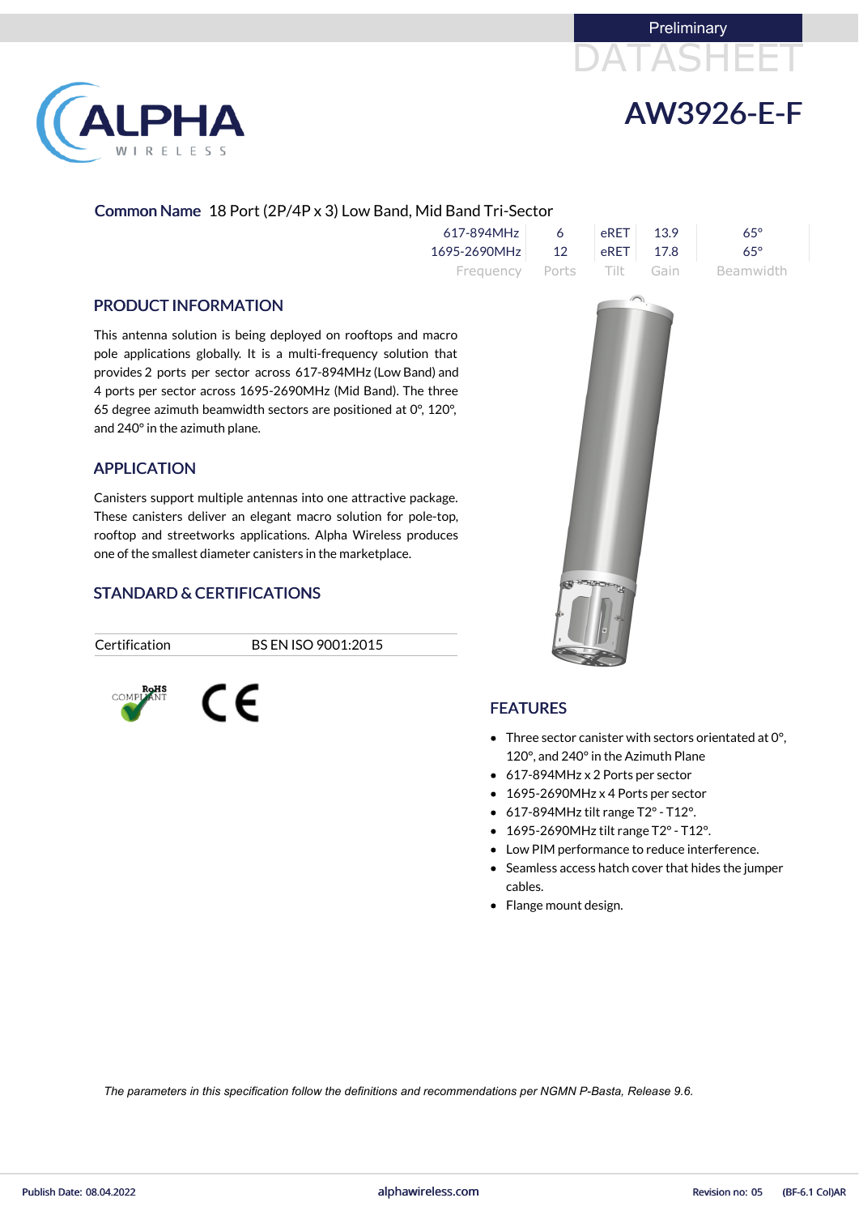Preliminary

DATASHEET

# AW3926-E-F

**Common Name** 18 Port (2P/4P x 3) Low Band, Mid Band Tri-Sector

| Frequency | Ports | Tilt | Gain | Beamwidth |
|---|---|---|---|---|
| 617-894MHz | 6 | eRET | 13.9 | 65° |
| 1695-2690MHz | 12 | eRET | 17.8 | 65° |

## PRODUCT INFORMATION

This antenna solution is being deployed on rooftops and macro pole applications globally. It is a multi-frequency solution that provides 2 ports per sector across 617-894MHz (Low Band) and 4 ports per sector across 1695-2690MHz (Mid Band). The three 65 degree azimuth beamwidth sectors are positioned at 0°, 120°, and 240° in the azimuth plane.

## APPLICATION

Canisters support multiple antennas into one attractive package. These canisters deliver an elegant macro solution for pole-top, rooftop and streetworks applications. Alpha Wireless produces one of the smallest diameter canisters in the marketplace.

## STANDARD & CERTIFICATIONS

| Certification | BS EN ISO 9001:2015 |
|---|---|

RoHS COMPLIANT

CE

## FEATURES

- Three sector canister with sectors orientated at 0°, 120°, and 240° in the Azimuth Plane
- 617-894MHz x 2 Ports per sector
- 1695-2690MHz x 4 Ports per sector
- 617-894MHz tilt range T2° - T12°.
- 1695-2690MHz tilt range T2° - T12°.
- Low PIM performance to reduce interference.
- Seamless access hatch cover that hides the jumper cables.
- Flange mount design.

*The parameters in this specification follow the definitions and recommendations per NGMN P-Basta, Release 9.6.*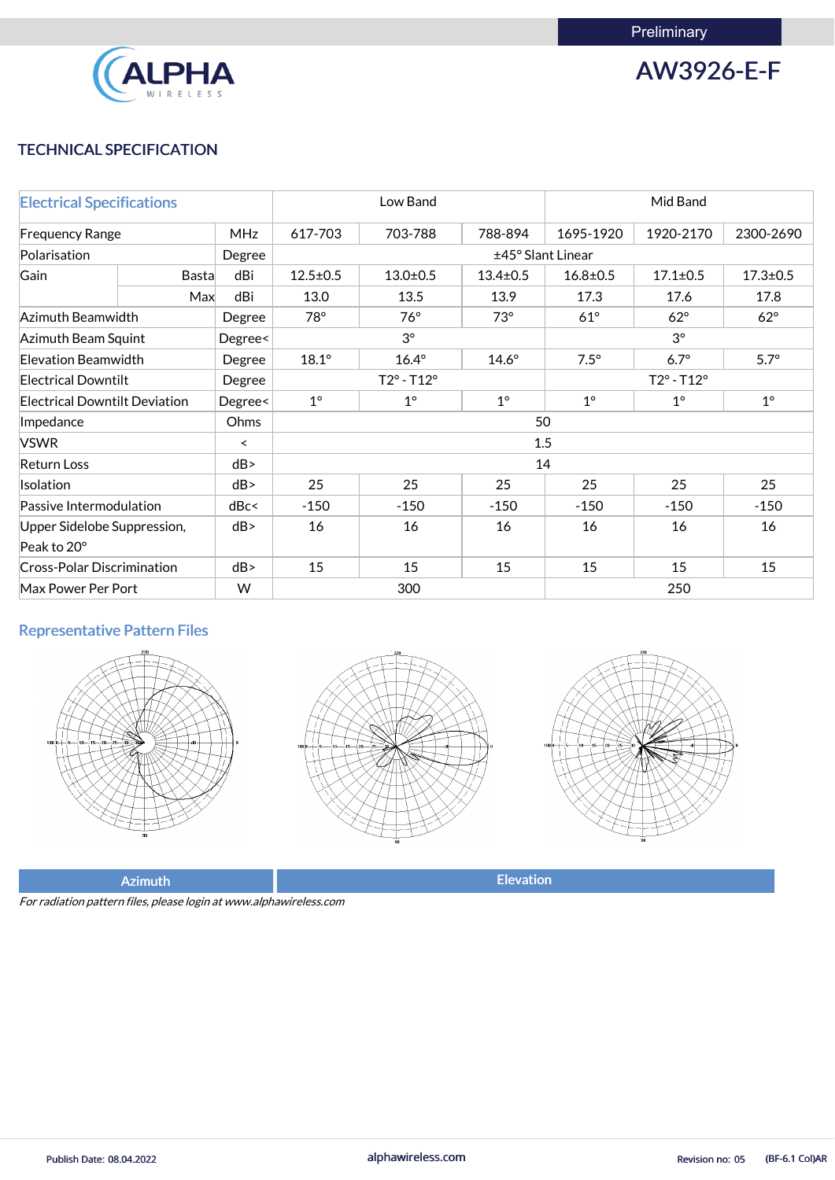Preliminary

# AW3926-E-F

## TECHNICAL SPECIFICATION

| Electrical Specifications | | | Low Band | | | Mid Band | | |
|---|---|---|---|---|---|---|---|---|
| Frequency Range | | MHz | 617-703 | 703-788 | 788-894 | 1695-1920 | 1920-2170 | 2300-2690 |
| Polarisation | | Degree | ±45° Slant Linear | | | | | |
| Gain | Basta | dBi | 12.5±0.5 | 13.0±0.5 | 13.4±0.5 | 16.8±0.5 | 17.1±0.5 | 17.3±0.5 |
| | Max | dBi | 13.0 | 13.5 | 13.9 | 17.3 | 17.6 | 17.8 |
| Azimuth Beamwidth | | Degree | 78° | 76° | 73° | 61° | 62° | 62° |
| Azimuth Beam Squint | | Degree< | 3° | | | 3° | | |
| Elevation Beamwidth | | Degree | 18.1° | 16.4° | 14.6° | 7.5° | 6.7° | 5.7° |
| Electrical Downtilt | | Degree | T2° - T12° | | | T2° - T12° | | |
| Electrical Downtilt Deviation | | Degree< | 1° | 1° | 1° | 1° | 1° | 1° |
| Impedance | | Ohms | 50 | | | | | |
| VSWR | | < | 1.5 | | | | | |
| Return Loss | | dB> | 14 | | | | | |
| Isolation | | dB> | 25 | 25 | 25 | 25 | 25 | 25 |
| Passive Intermodulation | | dBc< | -150 | -150 | -150 | -150 | -150 | -150 |
| Upper Sidelobe Suppression, Peak to 20° | | dB> | 16 | 16 | 16 | 16 | 16 | 16 |
| Cross-Polar Discrimination | | dB> | 15 | 15 | 15 | 15 | 15 | 15 |
| Max Power Per Port | | W | 300 | | | 250 | | |

## Representative Pattern Files

| Azimuth | Elevation |
|---|---|

*For radiation pattern files, please login at www.alphawireless.com*

Publish Date: 08.04.2022 | alphawireless.com | Revision no: 05 | (BF-6.1 Col)AR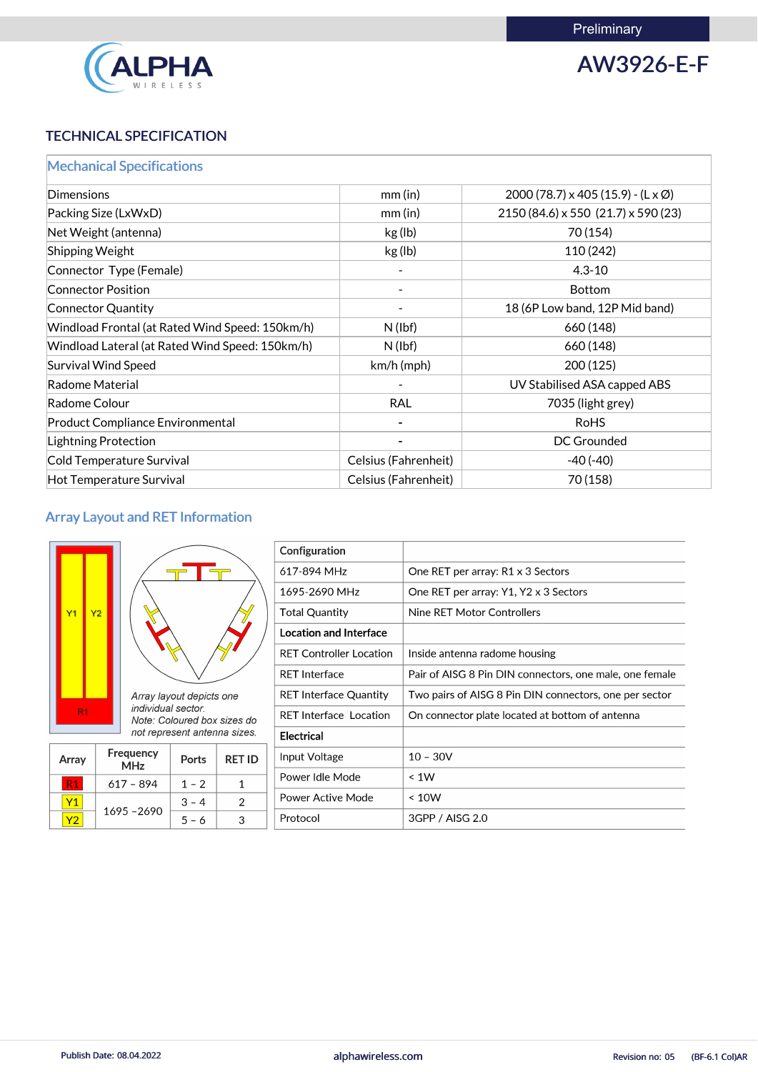Preliminary

# AW3926-E-F

## TECHNICAL SPECIFICATION

### Mechanical Specifications

| | | |
|---|---|---|
| Dimensions | mm (in) | 2000 (78.7) x 405 (15.9) - (L x Ø) |
| Packing Size (LxWxD) | mm (in) | 2150 (84.6) x 550 (21.7) x 590 (23) |
| Net Weight (antenna) | kg (lb) | 70 (154) |
| Shipping Weight | kg (lb) | 110 (242) |
| Connector Type (Female) | - | 4.3-10 |
| Connector Position | - | Bottom |
| Connector Quantity | - | 18 (6P Low band, 12P Mid band) |
| Windload Frontal (at Rated Wind Speed: 150km/h) | N (lbf) | 660 (148) |
| Windload Lateral (at Rated Wind Speed: 150km/h) | N (lbf) | 660 (148) |
| Survival Wind Speed | km/h (mph) | 200 (125) |
| Radome Material | - | UV Stabilised ASA capped ABS |
| Radome Colour | RAL | 7035 (light grey) |
| Product Compliance Environmental | - | RoHS |
| Lightning Protection | - | DC Grounded |
| Cold Temperature Survival | Celsius (Fahrenheit) | -40 (-40) |
| Hot Temperature Survival | Celsius (Fahrenheit) | 70 (158) |

### Array Layout and RET Information

Y1 Y2

R1

*Array layout depicts one individual sector.*
*Note: Coloured box sizes do not represent antenna sizes.*

| Array | Frequency MHz | Ports | RET ID |
|---|---|---|---|
| R1 | 617 – 894 | 1 – 2 | 1 |
| Y1 | 1695 –2690 | 3 – 4 | 2 |
| Y2 | | 5 – 6 | 3 |

| | |
|---|---|
| **Configuration** | |
| 617-894 MHz | One RET per array: R1 x 3 Sectors |
| 1695-2690 MHz | One RET per array: Y1, Y2 x 3 Sectors |
| Total Quantity | Nine RET Motor Controllers |
| **Location and Interface** | |
| RET Controller Location | Inside antenna radome housing |
| RET Interface | Pair of AISG 8 Pin DIN connectors, one male, one female |
| RET Interface Quantity | Two pairs of AISG 8 Pin DIN connectors, one per sector |
| RET Interface Location | On connector plate located at bottom of antenna |
| **Electrical** | |
| Input Voltage | 10 – 30V |
| Power Idle Mode | < 1W |
| Power Active Mode | < 10W |
| Protocol | 3GPP / AISG 2.0 |

Publish Date: 08.04.2022 alphawireless.com Revision no: 05 (BF-6.1 Col)AR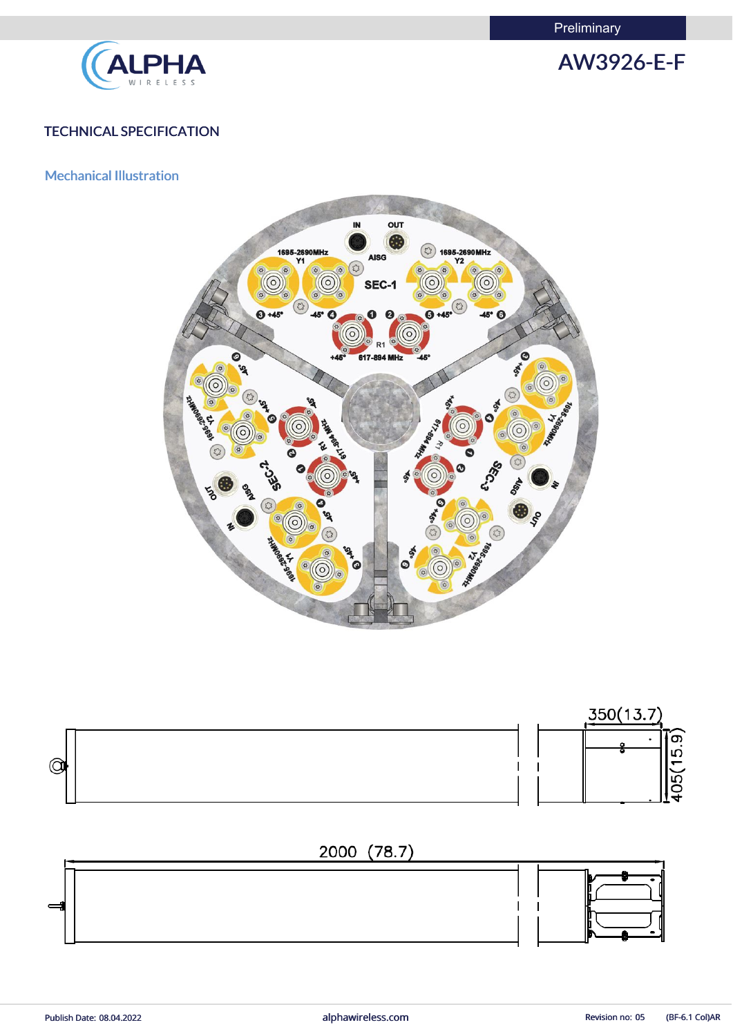Preliminary

# AW3926-E-F

## TECHNICAL SPECIFICATION

### Mechanical Illustration

350(13.7)

405(15.9)

2000 (78.7)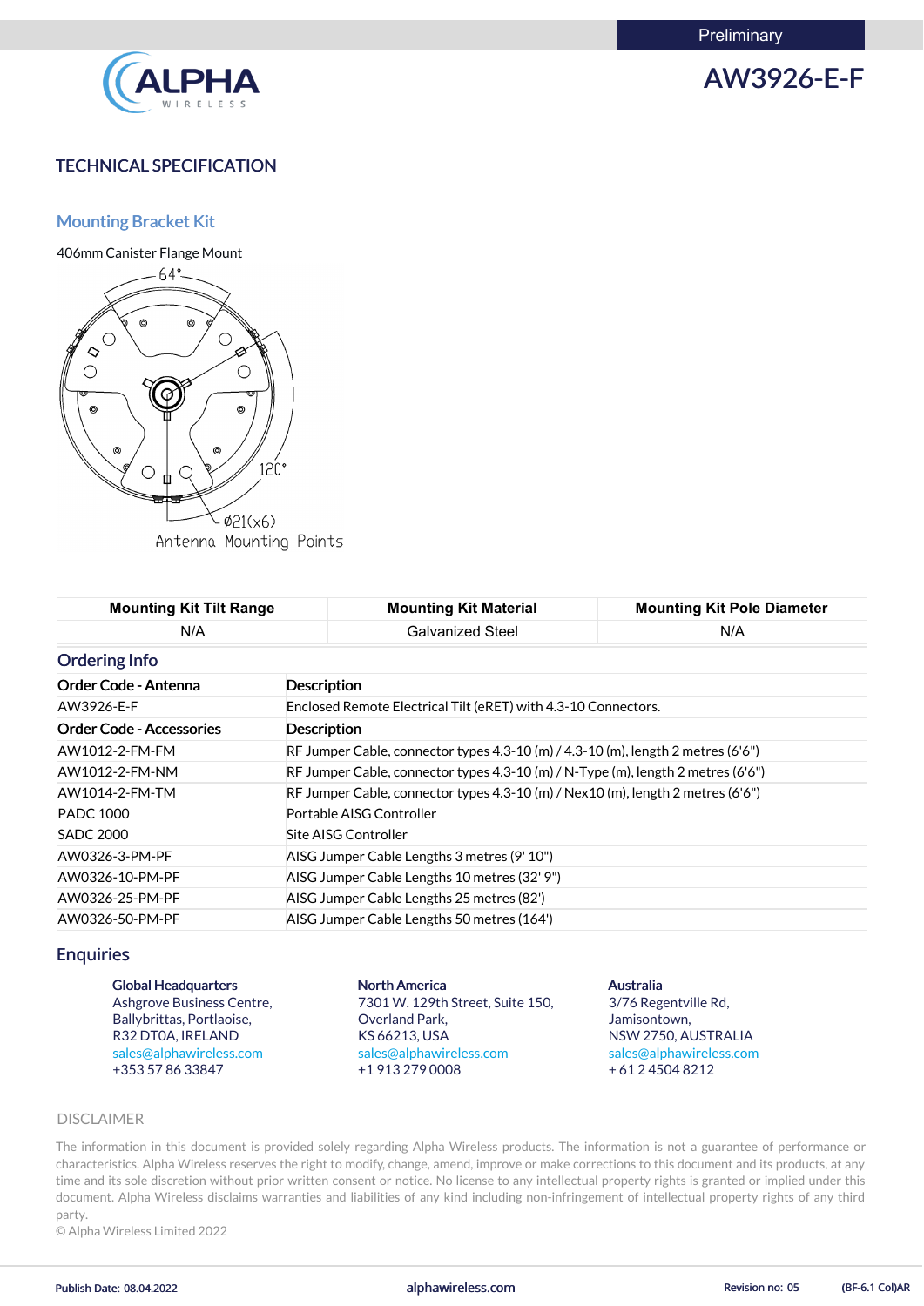Preliminary

# AW3926-E-F

## TECHNICAL SPECIFICATION

### Mounting Bracket Kit

406mm Canister Flange Mount

64°
120°
Ø21(x6)
Antenna Mounting Points

| Mounting Kit Tilt Range | Mounting Kit Material | Mounting Kit Pole Diameter |
|---|---|---|
| N/A | Galvanized Steel | N/A |

### Ordering Info

| Order Code - Antenna | Description |
|---|---|
| AW3926-E-F | Enclosed Remote Electrical Tilt (eRET) with 4.3-10 Connectors. |
| **Order Code - Accessories** | **Description** |
| AW1012-2-FM-FM | RF Jumper Cable, connector types 4.3-10 (m) / 4.3-10 (m), length 2 metres (6'6") |
| AW1012-2-FM-NM | RF Jumper Cable, connector types 4.3-10 (m) / N-Type (m), length 2 metres (6'6") |
| AW1014-2-FM-TM | RF Jumper Cable, connector types 4.3-10 (m) / Nex10 (m), length 2 metres (6'6") |
| PADC 1000 | Portable AISG Controller |
| SADC 2000 | Site AISG Controller |
| AW0326-3-PM-PF | AISG Jumper Cable Lengths 3 metres (9' 10") |
| AW0326-10-PM-PF | AISG Jumper Cable Lengths 10 metres (32' 9") |
| AW0326-25-PM-PF | AISG Jumper Cable Lengths 25 metres (82') |
| AW0326-50-PM-PF | AISG Jumper Cable Lengths 50 metres (164') |

### Enquiries

**Global Headquarters**
Ashgrove Business Centre,
Ballybrittas, Portlaoise,
R32 DT0A, IRELAND
sales@alphawireless.com
+353 57 86 33847

**North America**
7301 W. 129th Street, Suite 150,
Overland Park,
KS 66213, USA
sales@alphawireless.com
+1 913 279 0008

**Australia**
3/76 Regentville Rd,
Jamisontown,
NSW 2750, AUSTRALIA
sales@alphawireless.com
+ 61 2 4504 8212

DISCLAIMER

The information in this document is provided solely regarding Alpha Wireless products. The information is not a guarantee of performance or characteristics. Alpha Wireless reserves the right to modify, change, amend, improve or make corrections to this document and its products, at any time and its sole discretion without prior written consent or notice. No license to any intellectual property rights is granted or implied under this document. Alpha Wireless disclaims warranties and liabilities of any kind including non-infringement of intellectual property rights of any third party.
© Alpha Wireless Limited 2022

Publish Date: 08.04.2022 alphawireless.com Revision no: 05 (BF-6.1 Col)AR